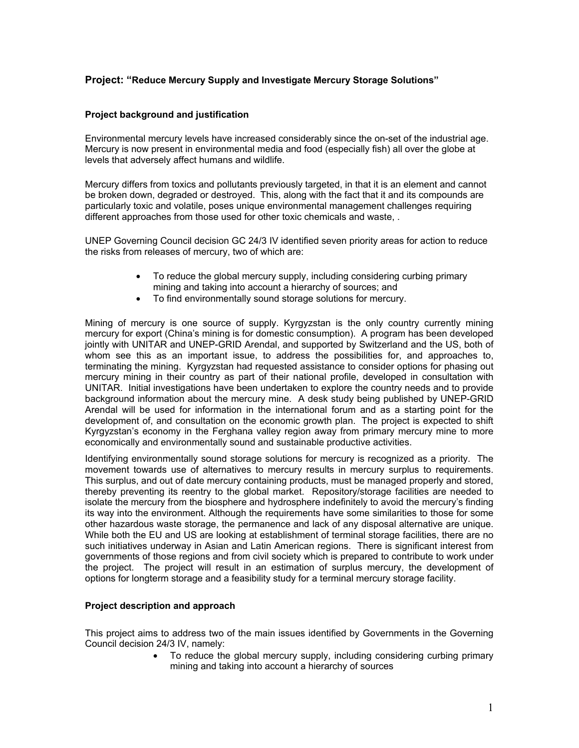## Project: "Reduce Mercury Supply and Investigate Mercury Storage Solutions"

### Project background and justification

Environmental mercury levels have increased considerably since the on-set of the industrial age. Mercury is now present in environmental media and food (especially fish) all over the globe at levels that adversely affect humans and wildlife.

Mercury differs from toxics and pollutants previously targeted, in that it is an element and cannot be broken down, degraded or destroyed. This, along with the fact that it and its compounds are particularly toxic and volatile, poses unique environmental management challenges requiring different approaches from those used for other toxic chemicals and waste, .

UNEP Governing Council decision GC 24/3 IV identified seven priority areas for action to reduce the risks from releases of mercury, two of which are:

- To reduce the global mercury supply, including considering curbing primary mining and taking into account a hierarchy of sources; and
- To find environmentally sound storage solutions for mercury.

Mining of mercury is one source of supply. Kyrgyzstan is the only country currently mining mercury for export (China's mining is for domestic consumption). A program has been developed jointly with UNITAR and UNEP-GRID Arendal, and supported by Switzerland and the US, both of whom see this as an important issue, to address the possibilities for, and approaches to, terminating the mining. Kyrgyzstan had requested assistance to consider options for phasing out mercury mining in their country as part of their national profile, developed in consultation with UNITAR. Initial investigations have been undertaken to explore the country needs and to provide background information about the mercury mine. A desk study being published by UNEP-GRID Arendal will be used for information in the international forum and as a starting point for the development of, and consultation on the economic growth plan. The project is expected to shift Kyrgyzstan's economy in the Ferghana valley region away from primary mercury mine to more economically and environmentally sound and sustainable productive activities.

Identifying environmentally sound storage solutions for mercury is recognized as a priority. The movement towards use of alternatives to mercury results in mercury surplus to requirements. This surplus, and out of date mercury containing products, must be managed properly and stored, thereby preventing its reentry to the global market. Repository/storage facilities are needed to isolate the mercury from the biosphere and hydrosphere indefinitely to avoid the mercury's finding its way into the environment. Although the requirements have some similarities to those for some other hazardous waste storage, the permanence and lack of any disposal alternative are unique. While both the EU and US are looking at establishment of terminal storage facilities, there are no such initiatives underway in Asian and Latin American regions. There is significant interest from governments of those regions and from civil society which is prepared to contribute to work under the project. The project will result in an estimation of surplus mercury, the development of options for longterm storage and a feasibility study for a terminal mercury storage facility.

### Project description and approach

This project aims to address two of the main issues identified by Governments in the Governing Council decision 24/3 IV, namely:

- To reduce the global mercury supply, including considering curbing primary mining and taking into account a hierarchy of sources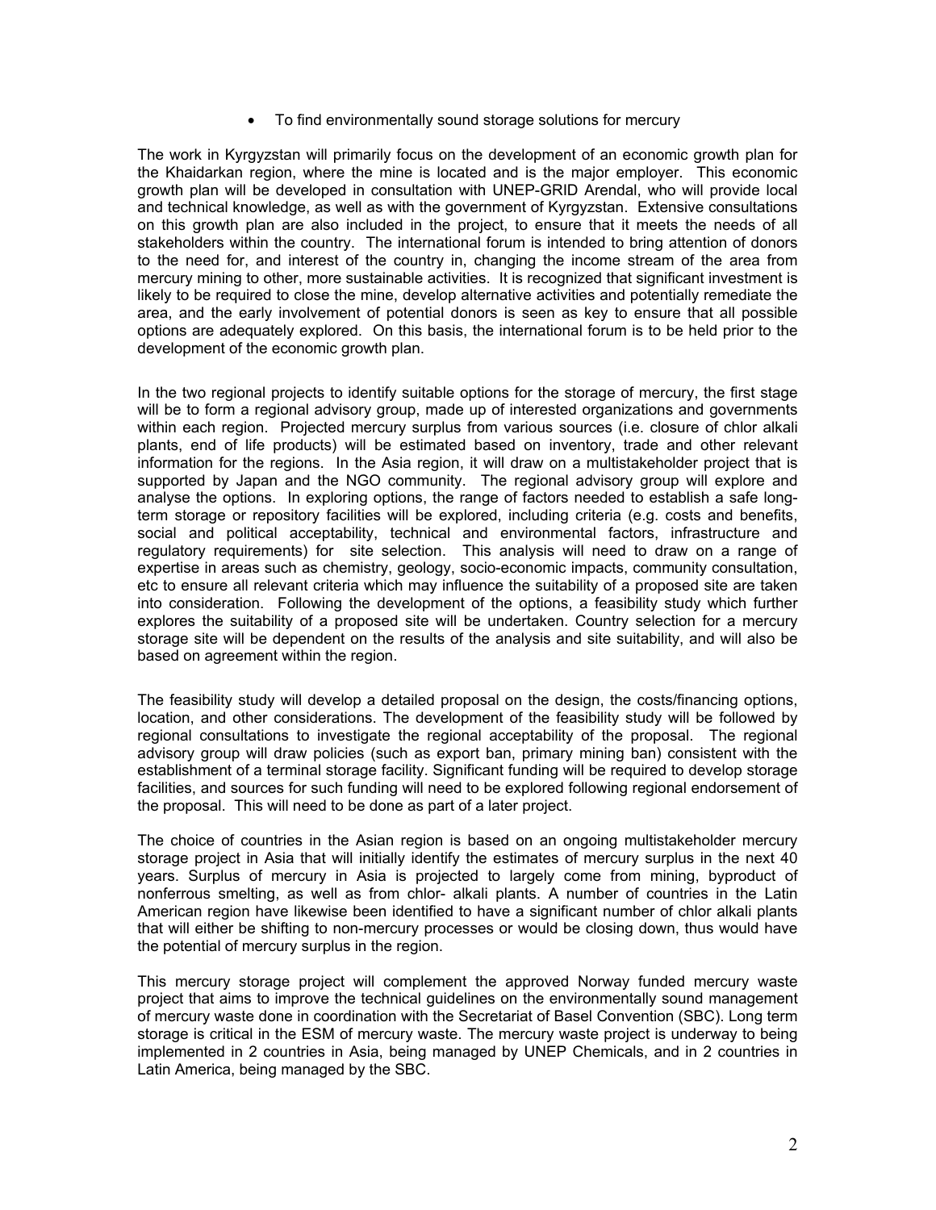- To find environmentally sound storage solutions for mercury

The work in Kyrgyzstan will primarily focus on the development of an economic growth plan for the Khaidarkan region, where the mine is located and is the major employer. This economic growth plan will be developed in consultation with UNEP-GRID Arendal, who will provide local and technical knowledge, as well as with the government of Kyrgyzstan. Extensive consultations on this growth plan are also included in the project, to ensure that it meets the needs of all stakeholders within the country. The international forum is intended to bring attention of donors to the need for, and interest of the country in, changing the income stream of the area from mercury mining to other, more sustainable activities. It is recognized that significant investment is likely to be required to close the mine, develop alternative activities and potentially remediate the area, and the early involvement of potential donors is seen as key to ensure that all possible options are adequately explored. On this basis, the international forum is to be held prior to the development of the economic growth plan.

In the two regional projects to identify suitable options for the storage of mercury, the first stage will be to form a regional advisory group, made up of interested organizations and governments within each region. Projected mercury surplus from various sources (i.e. closure of chlor alkali plants, end of life products) will be estimated based on inventory, trade and other relevant information for the regions. In the Asia region, it will draw on a multistakeholder project that is supported by Japan and the NGO community. The regional advisory group will explore and analyse the options. In exploring options, the range of factors needed to establish a safe long-term storage or repository facilities will be explored, including criteria (e.g. costs and benefits, social and political acceptability, technical and environmental factors, infrastructure and regulatory requirements) for site selection. This analysis will need to draw on a range of expertise in areas such as chemistry, geology, socio-economic impacts, community consultation, etc to ensure all relevant criteria which may influence the suitability of a proposed site are taken into consideration. Following the development of the options, a feasibility study which further explores the suitability of a proposed site will be undertaken. Country selection for a mercury storage site will be dependent on the results of the analysis and site suitability, and will also be based on agreement within the region.

The feasibility study will develop a detailed proposal on the design, the costs/financing options, location, and other considerations. The development of the feasibility study will be followed by regional consultations to investigate the regional acceptability of the proposal. The regional advisory group will draw policies (such as export ban, primary mining ban) consistent with the establishment of a terminal storage facility. Significant funding will be required to develop storage facilities, and sources for such funding will need to be explored following regional endorsement of the proposal. This will need to be done as part of a later project.

The choice of countries in the Asian region is based on an ongoing multistakeholder mercury storage project in Asia that will initially identify the estimates of mercury surplus in the next 40 years. Surplus of mercury in Asia is projected to largely come from mining, byproduct of nonferrous smelting, as well as from chlor- alkali plants. A number of countries in the Latin American region have likewise been identified to have a significant number of chlor alkali plants that will either be shifting to non-mercury processes or would be closing down, thus would have the potential of mercury surplus in the region.

This mercury storage project will complement the approved Norway funded mercury waste project that aims to improve the technical guidelines on the environmentally sound management of mercury waste done in coordination with the Secretariat of Basel Convention (SBC). Long term storage is critical in the ESM of mercury waste. The mercury waste project is underway to being implemented in 2 countries in Asia, being managed by UNEP Chemicals, and in 2 countries in Latin America, being managed by the SBC.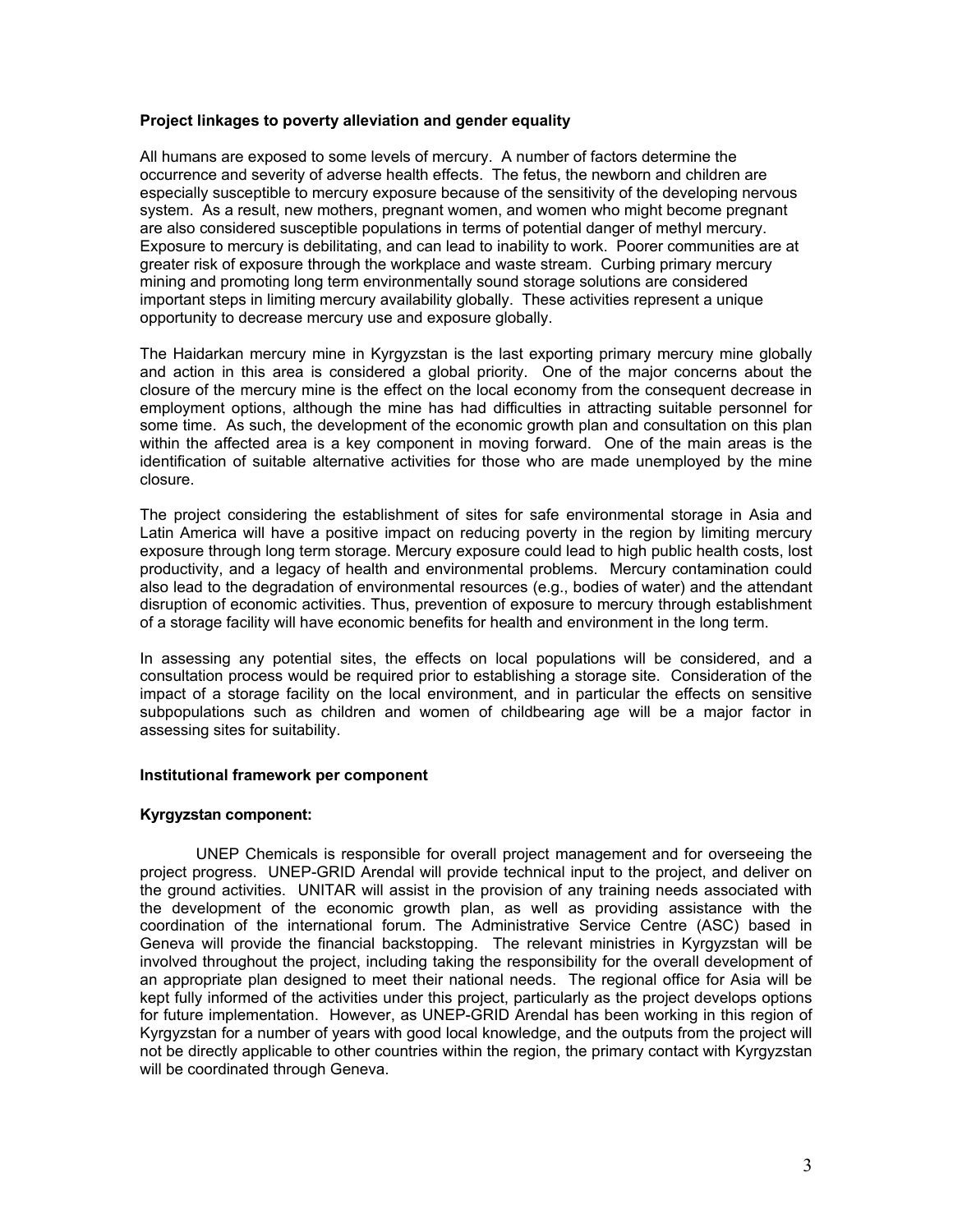**Project linkages to poverty alleviation and gender equality**

All humans are exposed to some levels of mercury. A number of factors determine the occurrence and severity of adverse health effects. The fetus, the newborn and children are especially susceptible to mercury exposure because of the sensitivity of the developing nervous system. As a result, new mothers, pregnant women, and women who might become pregnant are also considered susceptible populations in terms of potential danger of methyl mercury. Exposure to mercury is debilitating, and can lead to inability to work. Poorer communities are at greater risk of exposure through the workplace and waste stream. Curbing primary mercury mining and promoting long term environmentally sound storage solutions are considered important steps in limiting mercury availability globally. These activities represent a unique opportunity to decrease mercury use and exposure globally.

The Haidarkan mercury mine in Kyrgyzstan is the last exporting primary mercury mine globally and action in this area is considered a global priority. One of the major concerns about the closure of the mercury mine is the effect on the local economy from the consequent decrease in employment options, although the mine has had difficulties in attracting suitable personnel for some time. As such, the development of the economic growth plan and consultation on this plan within the affected area is a key component in moving forward. One of the main areas is the identification of suitable alternative activities for those who are made unemployed by the mine closure.

The project considering the establishment of sites for safe environmental storage in Asia and Latin America will have a positive impact on reducing poverty in the region by limiting mercury exposure through long term storage. Mercury exposure could lead to high public health costs, lost productivity, and a legacy of health and environmental problems. Mercury contamination could also lead to the degradation of environmental resources (e.g., bodies of water) and the attendant disruption of economic activities. Thus, prevention of exposure to mercury through establishment of a storage facility will have economic benefits for health and environment in the long term.

In assessing any potential sites, the effects on local populations will be considered, and a consultation process would be required prior to establishing a storage site. Consideration of the impact of a storage facility on the local environment, and in particular the effects on sensitive subpopulations such as children and women of childbearing age will be a major factor in assessing sites for suitability.

**Institutional framework per component**

**Kyrgyzstan component:**

UNEP Chemicals is responsible for overall project management and for overseeing the project progress. UNEP-GRID Arendal will provide technical input to the project, and deliver on the ground activities. UNITAR will assist in the provision of any training needs associated with the development of the economic growth plan, as well as providing assistance with the coordination of the international forum. The Administrative Service Centre (ASC) based in Geneva will provide the financial backstopping. The relevant ministries in Kyrgyzstan will be involved throughout the project, including taking the responsibility for the overall development of an appropriate plan designed to meet their national needs. The regional office for Asia will be kept fully informed of the activities under this project, particularly as the project develops options for future implementation. However, as UNEP-GRID Arendal has been working in this region of Kyrgyzstan for a number of years with good local knowledge, and the outputs from the project will not be directly applicable to other countries within the region, the primary contact with Kyrgyzstan will be coordinated through Geneva.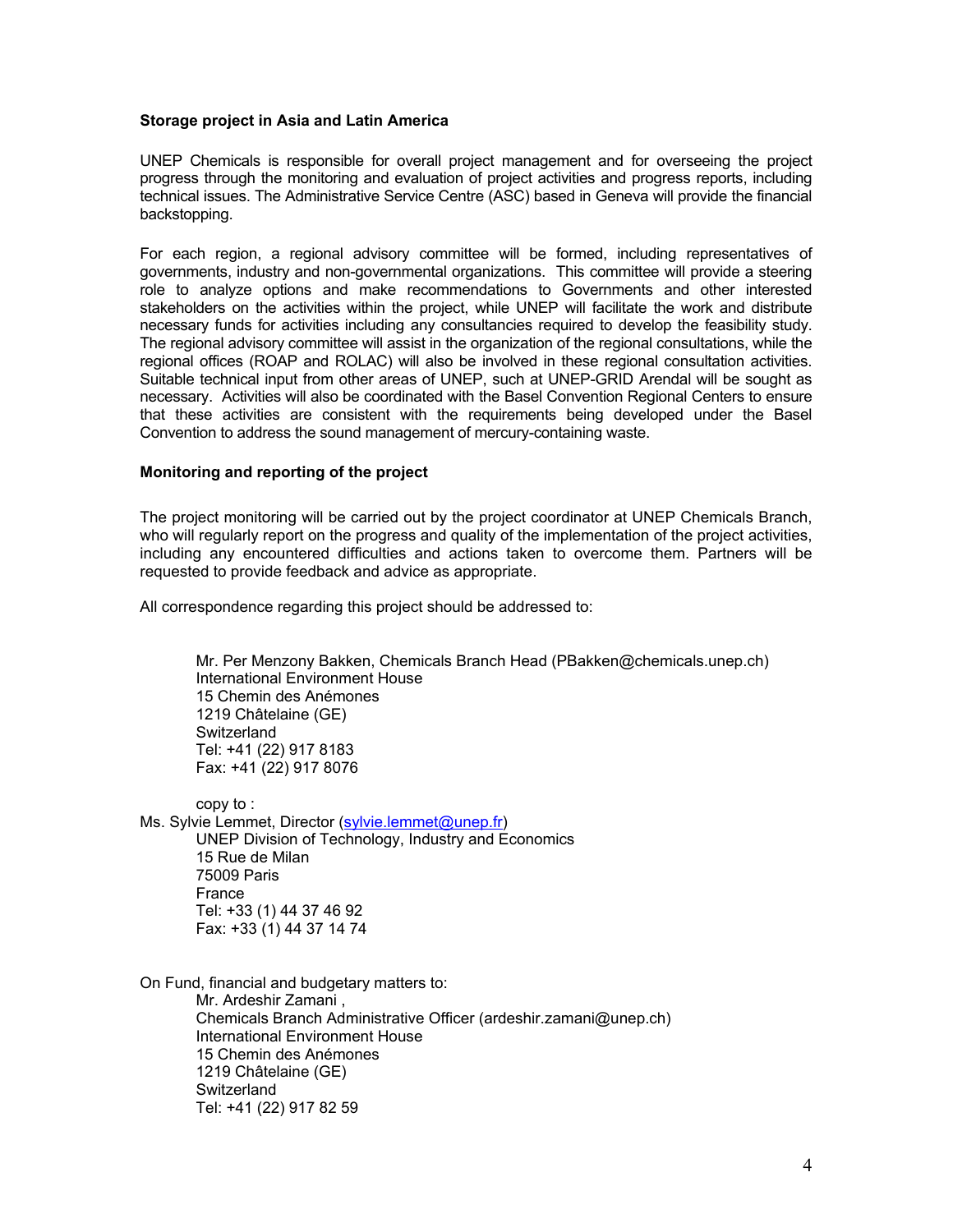**Storage project in Asia and Latin America**

UNEP Chemicals is responsible for overall project management and for overseeing the project progress through the monitoring and evaluation of project activities and progress reports, including technical issues. The Administrative Service Centre (ASC) based in Geneva will provide the financial backstopping.

For each region, a regional advisory committee will be formed, including representatives of governments, industry and non-governmental organizations. This committee will provide a steering role to analyze options and make recommendations to Governments and other interested stakeholders on the activities within the project, while UNEP will facilitate the work and distribute necessary funds for activities including any consultancies required to develop the feasibility study. The regional advisory committee will assist in the organization of the regional consultations, while the regional offices (ROAP and ROLAC) will also be involved in these regional consultation activities. Suitable technical input from other areas of UNEP, such at UNEP-GRID Arendal will be sought as necessary. Activities will also be coordinated with the Basel Convention Regional Centers to ensure that these activities are consistent with the requirements being developed under the Basel Convention to address the sound management of mercury-containing waste.

**Monitoring and reporting of the project**

The project monitoring will be carried out by the project coordinator at UNEP Chemicals Branch, who will regularly report on the progress and quality of the implementation of the project activities, including any encountered difficulties and actions taken to overcome them. Partners will be requested to provide feedback and advice as appropriate.

All correspondence regarding this project should be addressed to:

Mr. Per Menzony Bakken, Chemicals Branch Head (PBakken@chemicals.unep.ch)
International Environment House
15 Chemin des Anémones
1219 Châtelaine (GE)
Switzerland
Tel: +41 (22) 917 8183
Fax: +41 (22) 917 8076

copy to :
Ms. Sylvie Lemmet, Director (sylvie.lemmet@unep.fr)
UNEP Division of Technology, Industry and Economics
15 Rue de Milan
75009 Paris
France
Tel: +33 (1) 44 37 46 92
Fax: +33 (1) 44 37 14 74

On Fund, financial and budgetary matters to:
Mr. Ardeshir Zamani ,
Chemicals Branch Administrative Officer (ardeshir.zamani@unep.ch)
International Environment House
15 Chemin des Anémones
1219 Châtelaine (GE)
Switzerland
Tel: +41 (22) 917 82 59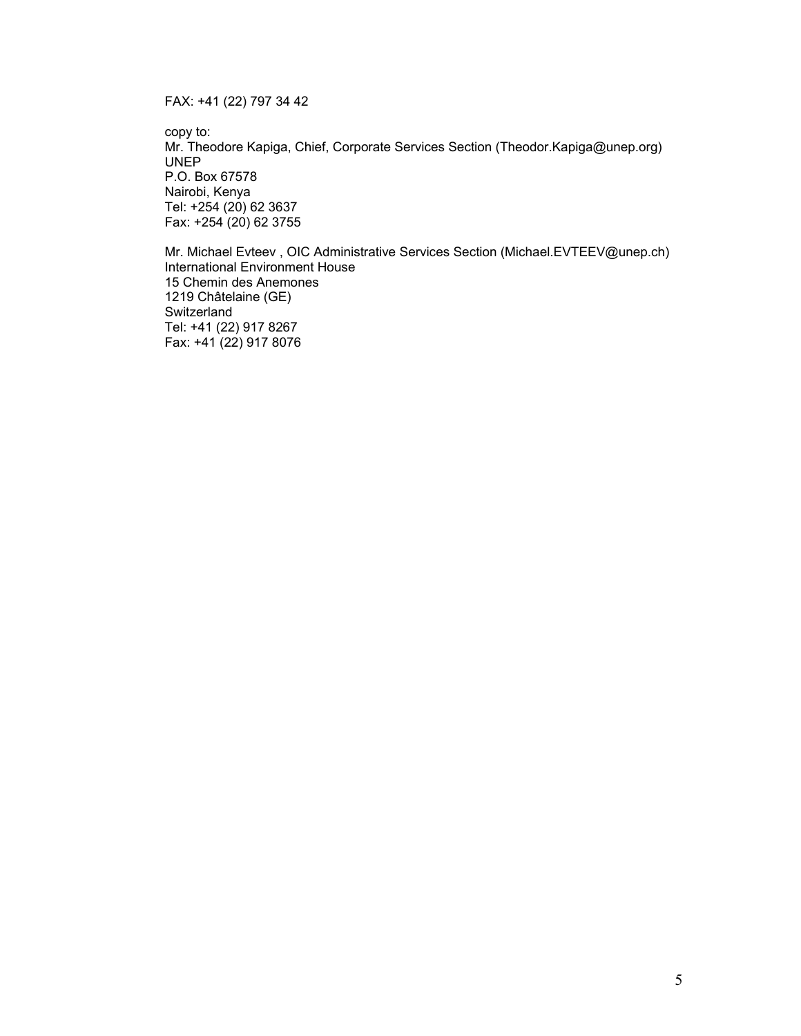FAX: +41 (22) 797 34 42

copy to:
Mr. Theodore Kapiga, Chief, Corporate Services Section (Theodor.Kapiga@unep.org)
UNEP
P.O. Box 67578
Nairobi, Kenya
Tel: +254 (20) 62 3637
Fax: +254 (20) 62 3755

Mr. Michael Evteev , OIC Administrative Services Section (Michael.EVTEEV@unep.ch)
International Environment House
15 Chemin des Anemones
1219 Châtelaine (GE)
Switzerland
Tel: +41 (22) 917 8267
Fax: +41 (22) 917 8076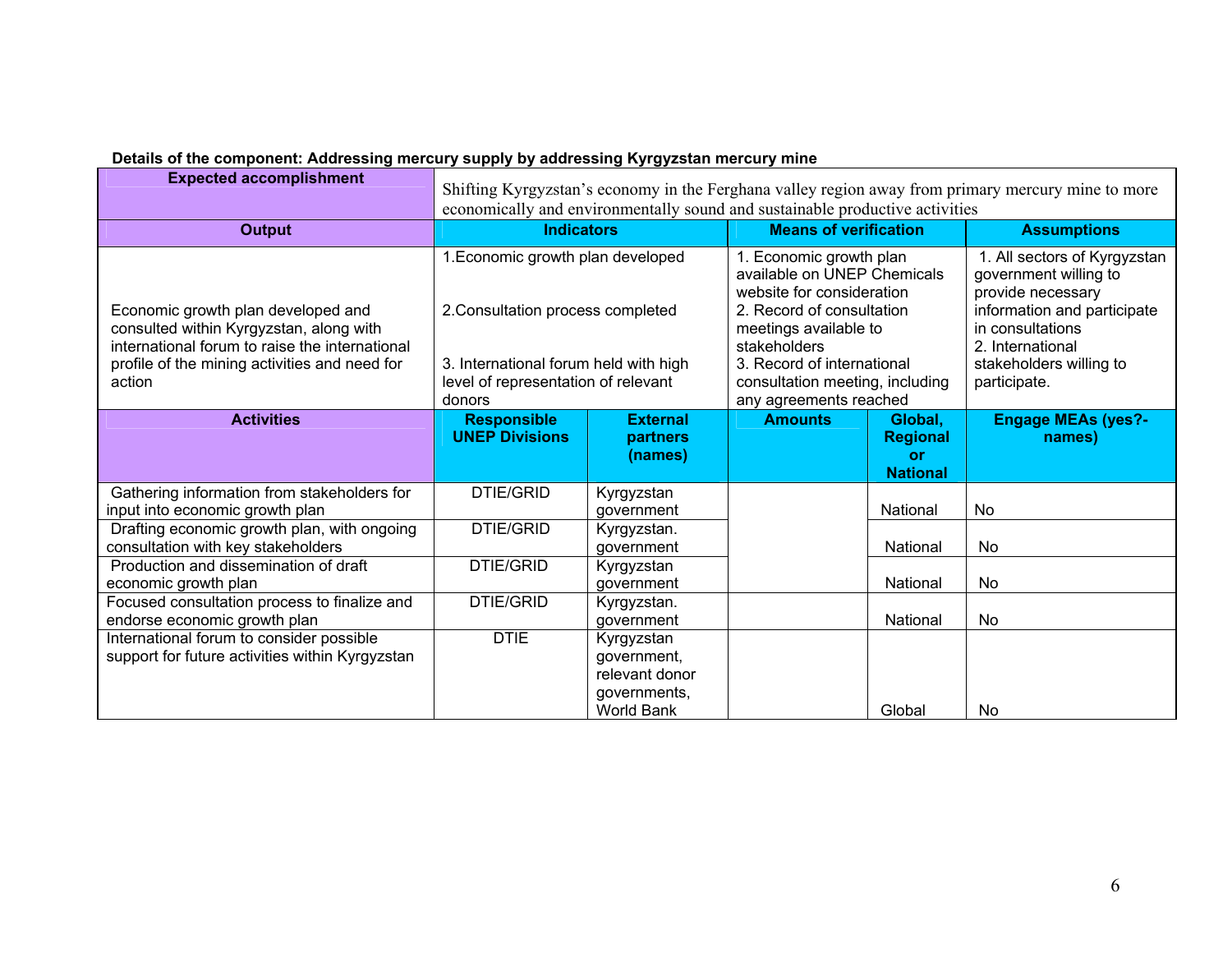**Details of the component: Addressing mercury supply by addressing Kyrgyzstan mercury mine**

| **Expected accomplishment** | Shifting Kyrgyzstan's economy in the Ferghana valley region away from primary mercury mine to more economically and environmentally sound and sustainable productive activities | | | | |
|---|---|---|---|---|---|
| **Output** | **Indicators** | | **Means of verification** | | **Assumptions** |
| Economic growth plan developed and consulted within Kyrgyzstan, along with international forum to raise the international profile of the mining activities and need for action | 1.Economic growth plan developed<br><br>2.Consultation process completed<br><br>3. International forum held with high level of representation of relevant donors | | 1. Economic growth plan available on UNEP Chemicals website for consideration<br>2. Record of consultation meetings available to stakeholders<br>3. Record of international consultation meeting, including any agreements reached | | 1. All sectors of Kyrgyzstan government willing to provide necessary information and participate in consultations<br>2. International stakeholders willing to participate. |
| **Activities** | **Responsible UNEP Divisions** | **External partners (names)** | **Amounts** | **Global, Regional or National** | **Engage MEAs (yes?- names)** |
| Gathering information from stakeholders for input into economic growth plan | DTIE/GRID | Kyrgyzstan government | | National | No |
| Drafting economic growth plan, with ongoing consultation with key stakeholders | DTIE/GRID | Kyrgyzstan. government | | National | No |
| Production and dissemination of draft economic growth plan | DTIE/GRID | Kyrgyzstan government | | National | No |
| Focused consultation process to finalize and endorse economic growth plan | DTIE/GRID | Kyrgyzstan. government | | National | No |
| International forum to consider possible support for future activities within Kyrgyzstan | DTIE | Kyrgyzstan government, relevant donor governments, World Bank | | Global | No |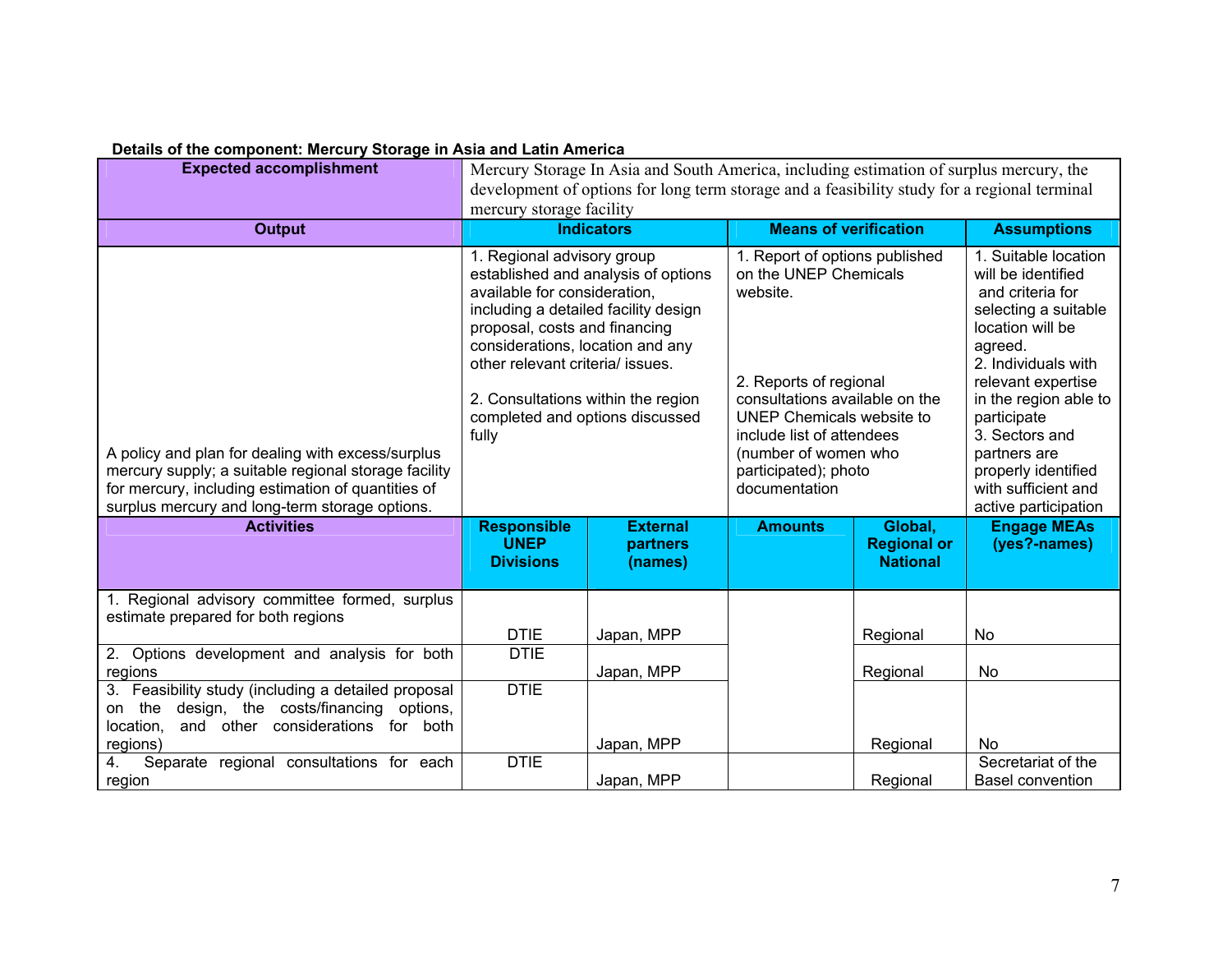**Details of the component: Mercury Storage in Asia and Latin America**

| **Expected accomplishment** | Mercury Storage In Asia and South America, including estimation of surplus mercury, the development of options for long term storage and a feasibility study for a regional terminal mercury storage facility | | | | |
|---|---|---|---|---|---|
| **Output** | **Indicators** | | **Means of verification** | | **Assumptions** |
| A policy and plan for dealing with excess/surplus mercury supply; a suitable regional storage facility for mercury, including estimation of quantities of surplus mercury and long-term storage options. | 1. Regional advisory group established and analysis of options available for consideration, including a detailed facility design proposal, costs and financing considerations, location and any other relevant criteria/ issues.<br><br>2. Consultations within the region completed and options discussed fully | | 1. Report of options published on the UNEP Chemicals website.<br><br>2. Reports of regional consultations available on the UNEP Chemicals website to include list of attendees (number of women who participated); photo documentation | | 1. Suitable location will be identified and criteria for selecting a suitable location will be agreed.<br>2. Individuals with relevant expertise in the region able to participate<br>3. Sectors and partners are properly identified with sufficient and active participation |
| **Activities** | **Responsible UNEP Divisions** | **External partners (names)** | **Amounts** | **Global, Regional or National** | **Engage MEAs (yes?-names)** |
| 1. Regional advisory committee formed, surplus estimate prepared for both regions | DTIE | Japan, MPP | | Regional | No |
| 2. Options development and analysis for both regions | DTIE | Japan, MPP | | Regional | No |
| 3. Feasibility study (including a detailed proposal on the design, the costs/financing options, location, and other considerations for both regions) | DTIE | Japan, MPP | | Regional | No |
| 4. Separate regional consultations for each region | DTIE | Japan, MPP | | Regional | Secretariat of the Basel convention |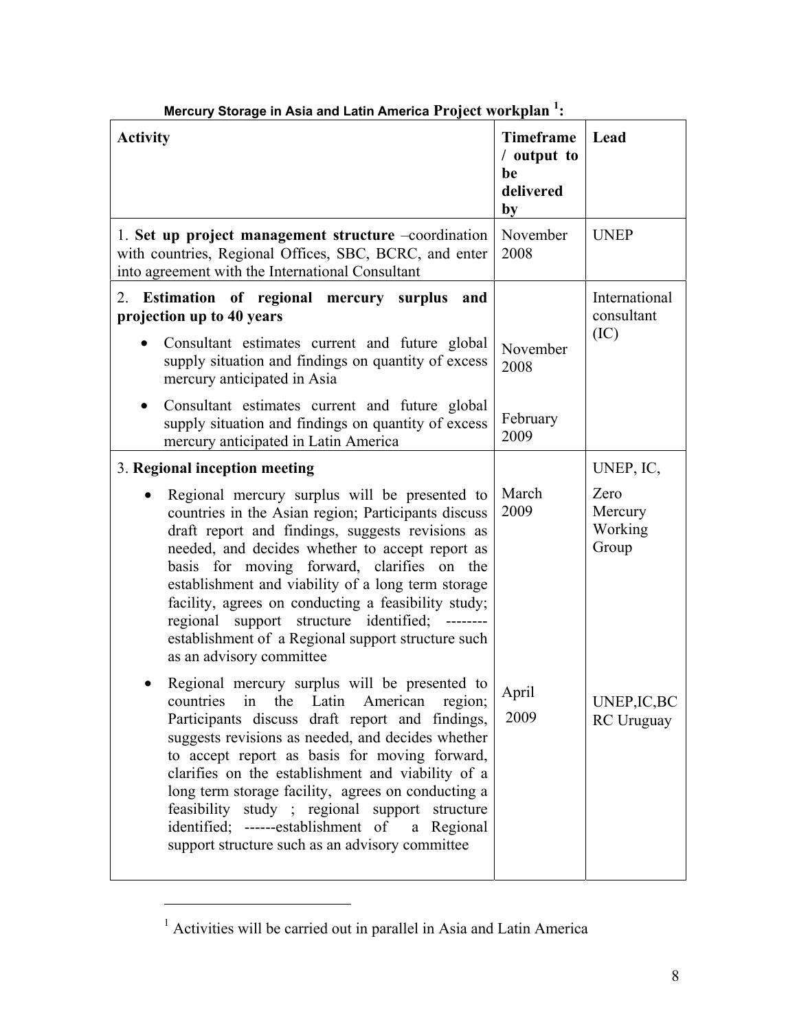**Mercury Storage in Asia and Latin America Project workplan [1]:**

| Activity | Timeframe / output to be delivered by | Lead |
|---|---|---|
| 1. **Set up project management structure** –coordination with countries, Regional Offices, SBC, BCRC, and enter into agreement with the International Consultant | November 2008 | UNEP |
| 2. **Estimation of regional mercury surplus and projection up to 40 years** | | International consultant (IC) |
| • Consultant estimates current and future global supply situation and findings on quantity of excess mercury anticipated in Asia | November 2008 | |
| • Consultant estimates current and future global supply situation and findings on quantity of excess mercury anticipated in Latin America | February 2009 | |
| 3. **Regional inception meeting** | | UNEP, IC, |
| • Regional mercury surplus will be presented to countries in the Asian region; Participants discuss draft report and findings, suggests revisions as needed, and decides whether to accept report as basis for moving forward, clarifies on the establishment and viability of a long term storage facility, agrees on conducting a feasibility study; regional support structure identified; --------establishment of a Regional support structure such as an advisory committee | March 2009 | Zero Mercury Working Group |
| • Regional mercury surplus will be presented to countries in the Latin American region; Participants discuss draft report and findings, suggests revisions as needed, and decides whether to accept report as basis for moving forward, clarifies on the establishment and viability of a long term storage facility, agrees on conducting a feasibility study ; regional support structure identified; ------establishment of a Regional support structure such as an advisory committee | April 2009 | UNEP,IC,BCRC Uruguay |

[1] Activities will be carried out in parallel in Asia and Latin America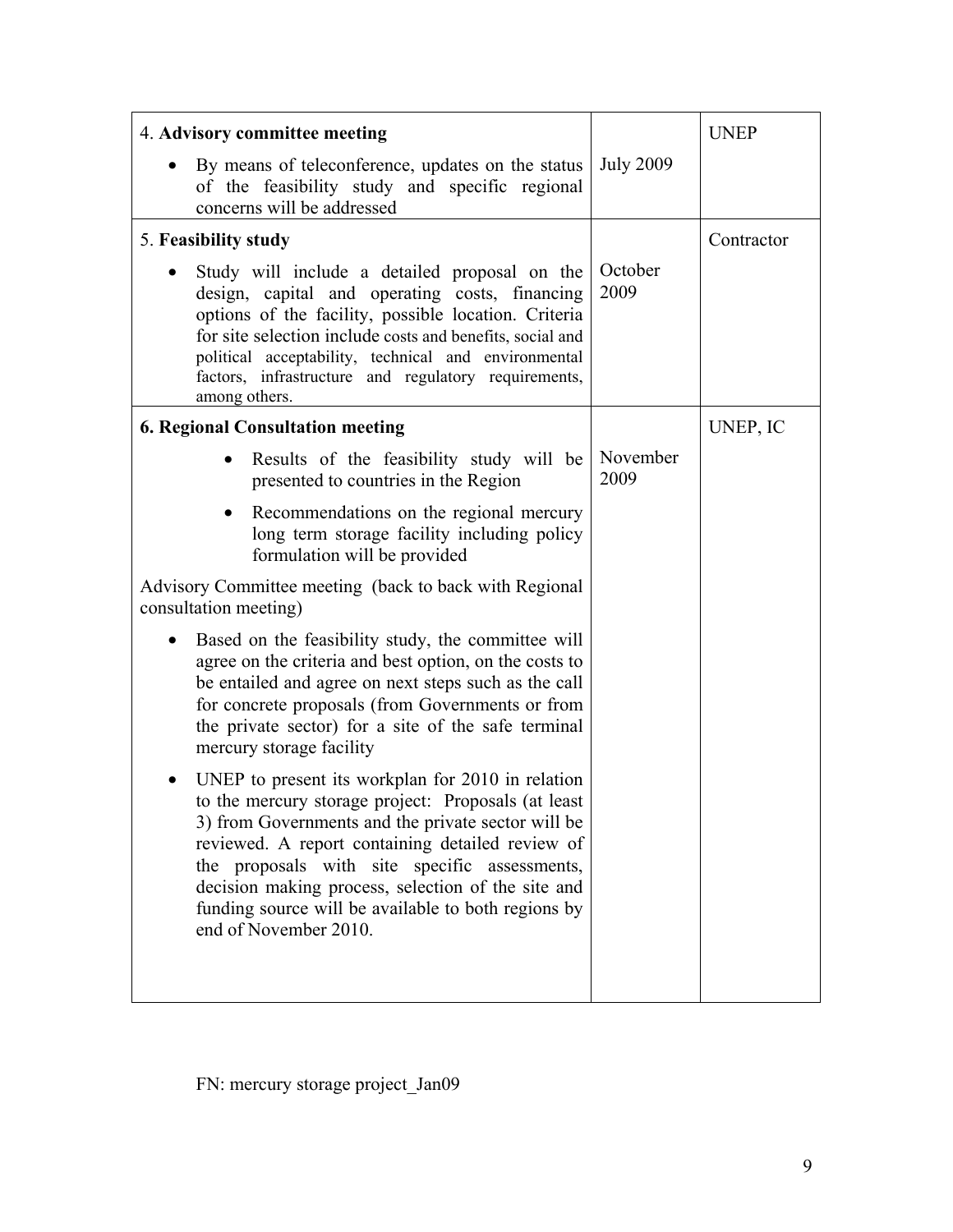| | | |
|---|---|---|
| 4. **Advisory committee meeting**<br><br>• By means of teleconference, updates on the status of the feasibility study and specific regional concerns will be addressed | July 2009 | UNEP |
| 5. **Feasibility study**<br><br>• Study will include a detailed proposal on the design, capital and operating costs, financing options of the facility, possible location. Criteria for site selection include costs and benefits, social and political acceptability, technical and environmental factors, infrastructure and regulatory requirements, among others. | October 2009 | Contractor |
| **6. Regional Consultation meeting**<br><br>• Results of the feasibility study will be presented to countries in the Region<br><br>• Recommendations on the regional mercury long term storage facility including policy formulation will be provided<br><br>Advisory Committee meeting (back to back with Regional consultation meeting)<br><br>• Based on the feasibility study, the committee will agree on the criteria and best option, on the costs to be entailed and agree on next steps such as the call for concrete proposals (from Governments or from the private sector) for a site of the safe terminal mercury storage facility<br><br>• UNEP to present its workplan for 2010 in relation to the mercury storage project: Proposals (at least 3) from Governments and the private sector will be reviewed. A report containing detailed review of the proposals with site specific assessments, decision making process, selection of the site and funding source will be available to both regions by end of November 2010. | November 2009 | UNEP, IC |

FN: mercury storage project_Jan09